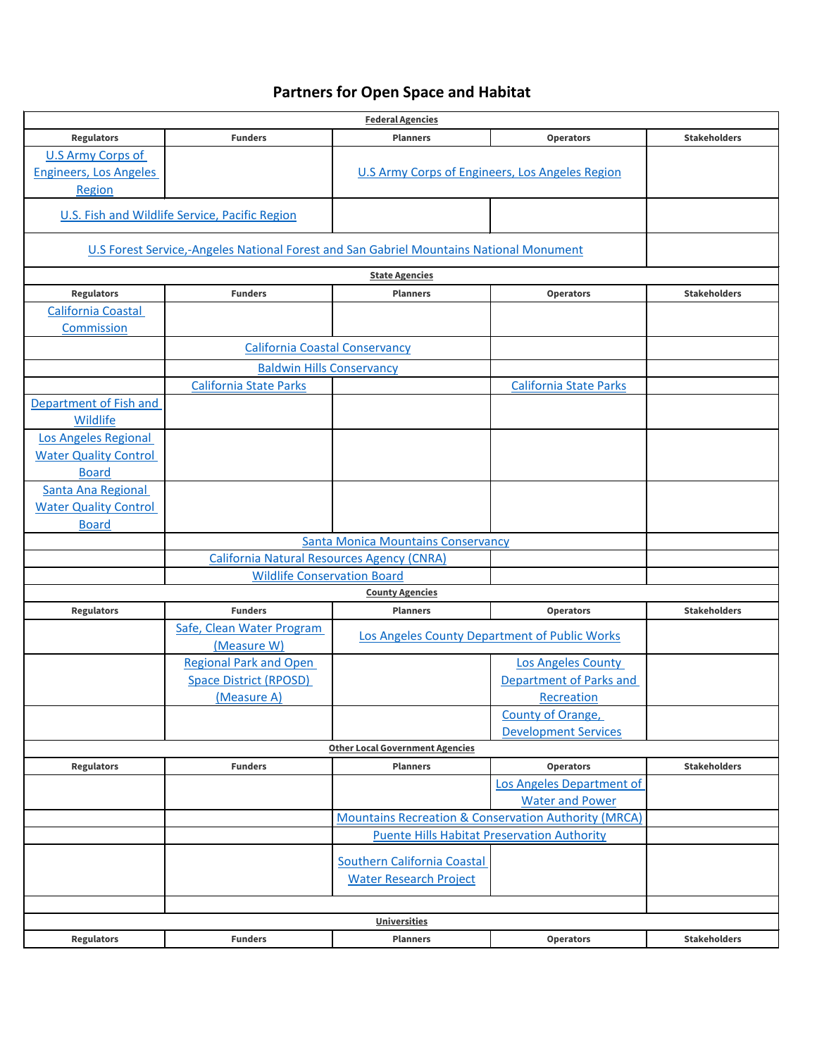# Partners for Open Space and Habitat

| Regulators | Funders | Planners | Operators | Stakeholders |
|---|---|---|---|---|
| **Federal Agencies** | | | | |
| U.S Army Corps of Engineers, Los Angeles Region | | U.S Army Corps of Engineers, Los Angeles Region | | |
| U.S. Fish and Wildlife Service, Pacific Region | | | | |
| U.S Forest Service,-Angeles National Forest and San Gabriel Mountains National Monument | | | | |
| **State Agencies** | | | | |
| California Coastal Commission | | | | |
| | California Coastal Conservancy | | | |
| | Baldwin Hills Conservancy | | | |
| | California State Parks | | California State Parks | |
| Department of Fish and Wildlife | | | | |
| Los Angeles Regional Water Quality Control Board | | | | |
| Santa Ana Regional Water Quality Control Board | | | | |
| | Santa Monica Mountains Conservancy | | | |
| | California Natural Resources Agency (CNRA) | | | |
| | Wildlife Conservation Board | | | |
| **County Agencies** | | | | |
| | Safe, Clean Water Program (Measure W) | Los Angeles County Department of Public Works | | |
| | Regional Park and Open Space District (RPOSD) (Measure A) | | Los Angeles County Department of Parks and Recreation | |
| | | | County of Orange, Development Services | |
| **Other Local Government Agencies** | | | | |
| | | | Los Angeles Department of Water and Power | |
| | | Mountains Recreation & Conservation Authority (MRCA) | | |
| | | Puente Hills Habitat Preservation Authority | | |
| | | Southern California Coastal Water Research Project | | |
| | | | | |
| **Universities** | | | | |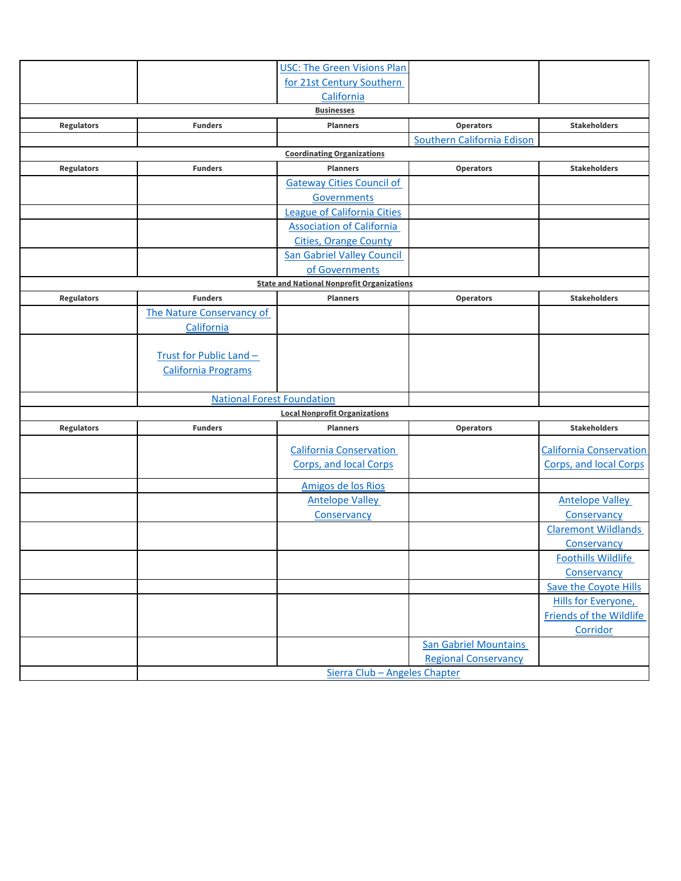| | | | | |
|---|---|---|---|---|
| | | USC: The Green Visions Plan for 21st Century Southern California | | |
| **Businesses** | | | | |
| **Regulators** | **Funders** | **Planners** | **Operators** | **Stakeholders** |
| | | | Southern California Edison | |
| **Coordinating Organizations** | | | | |
| **Regulators** | **Funders** | **Planners** | **Operators** | **Stakeholders** |
| | | Gateway Cities Council of Governments | | |
| | | League of California Cities | | |
| | | Association of California Cities, Orange County | | |
| | | San Gabriel Valley Council of Governments | | |
| **State and National Nonprofit Organizations** | | | | |
| **Regulators** | **Funders** | **Planners** | **Operators** | **Stakeholders** |
| | The Nature Conservancy of California | | | |
| | Trust for Public Land – California Programs | | | |
| | National Forest Foundation | National Forest Foundation | | |
| **Local Nonprofit Organizations** | | | | |
| **Regulators** | **Funders** | **Planners** | **Operators** | **Stakeholders** |
| | | California Conservation Corps, and local Corps | | California Conservation Corps, and local Corps |
| | | Amigos de los Rios | | |
| | | Antelope Valley Conservancy | | Antelope Valley Conservancy |
| | | | | Claremont Wildlands Conservancy |
| | | | | Foothills Wildlife Conservancy |
| | | | | Save the Coyote Hills |
| | | | | Hills for Everyone, Friends of the Wildlife Corridor |
| | | | San Gabriel Mountains Regional Conservancy | |
| | Sierra Club – Angeles Chapter | Sierra Club – Angeles Chapter | Sierra Club – Angeles Chapter | Sierra Club – Angeles Chapter |